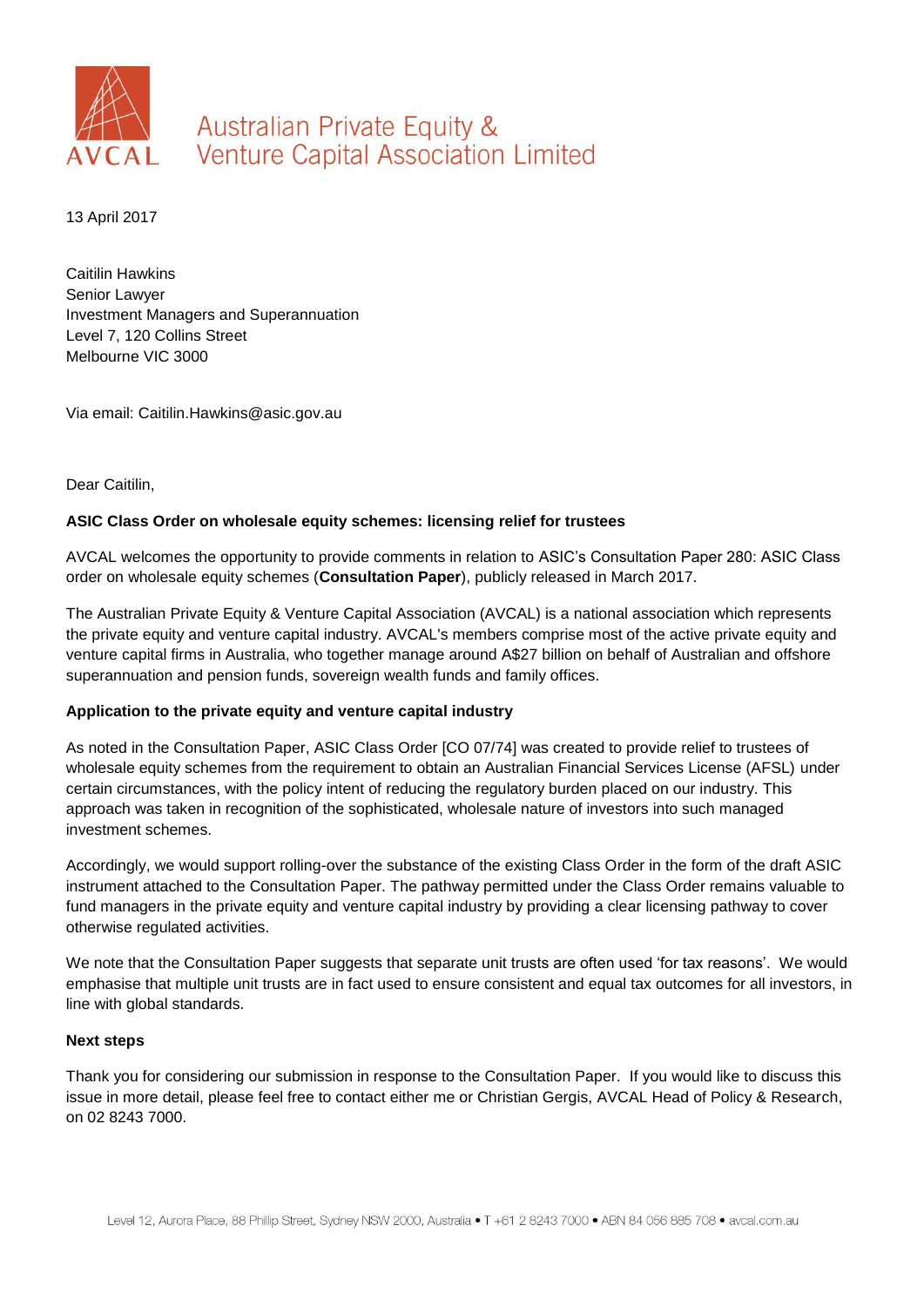# Australian Private Equity & Venture Capital Association Limited

13 April 2017

Caitilin Hawkins
Senior Lawyer
Investment Managers and Superannuation
Level 7, 120 Collins Street
Melbourne VIC 3000

Via email: Caitilin.Hawkins@asic.gov.au

Dear Caitilin,

**ASIC Class Order on wholesale equity schemes: licensing relief for trustees**

AVCAL welcomes the opportunity to provide comments in relation to ASIC's Consultation Paper 280: ASIC Class order on wholesale equity schemes (**Consultation Paper**), publicly released in March 2017.

The Australian Private Equity & Venture Capital Association (AVCAL) is a national association which represents the private equity and venture capital industry. AVCAL's members comprise most of the active private equity and venture capital firms in Australia, who together manage around A$27 billion on behalf of Australian and offshore superannuation and pension funds, sovereign wealth funds and family offices.

**Application to the private equity and venture capital industry**

As noted in the Consultation Paper, ASIC Class Order [CO 07/74] was created to provide relief to trustees of wholesale equity schemes from the requirement to obtain an Australian Financial Services License (AFSL) under certain circumstances, with the policy intent of reducing the regulatory burden placed on our industry. This approach was taken in recognition of the sophisticated, wholesale nature of investors into such managed investment schemes.

Accordingly, we would support rolling-over the substance of the existing Class Order in the form of the draft ASIC instrument attached to the Consultation Paper. The pathway permitted under the Class Order remains valuable to fund managers in the private equity and venture capital industry by providing a clear licensing pathway to cover otherwise regulated activities.

We note that the Consultation Paper suggests that separate unit trusts are often used 'for tax reasons'. We would emphasise that multiple unit trusts are in fact used to ensure consistent and equal tax outcomes for all investors, in line with global standards.

**Next steps**

Thank you for considering our submission in response to the Consultation Paper. If you would like to discuss this issue in more detail, please feel free to contact either me or Christian Gergis, AVCAL Head of Policy & Research, on 02 8243 7000.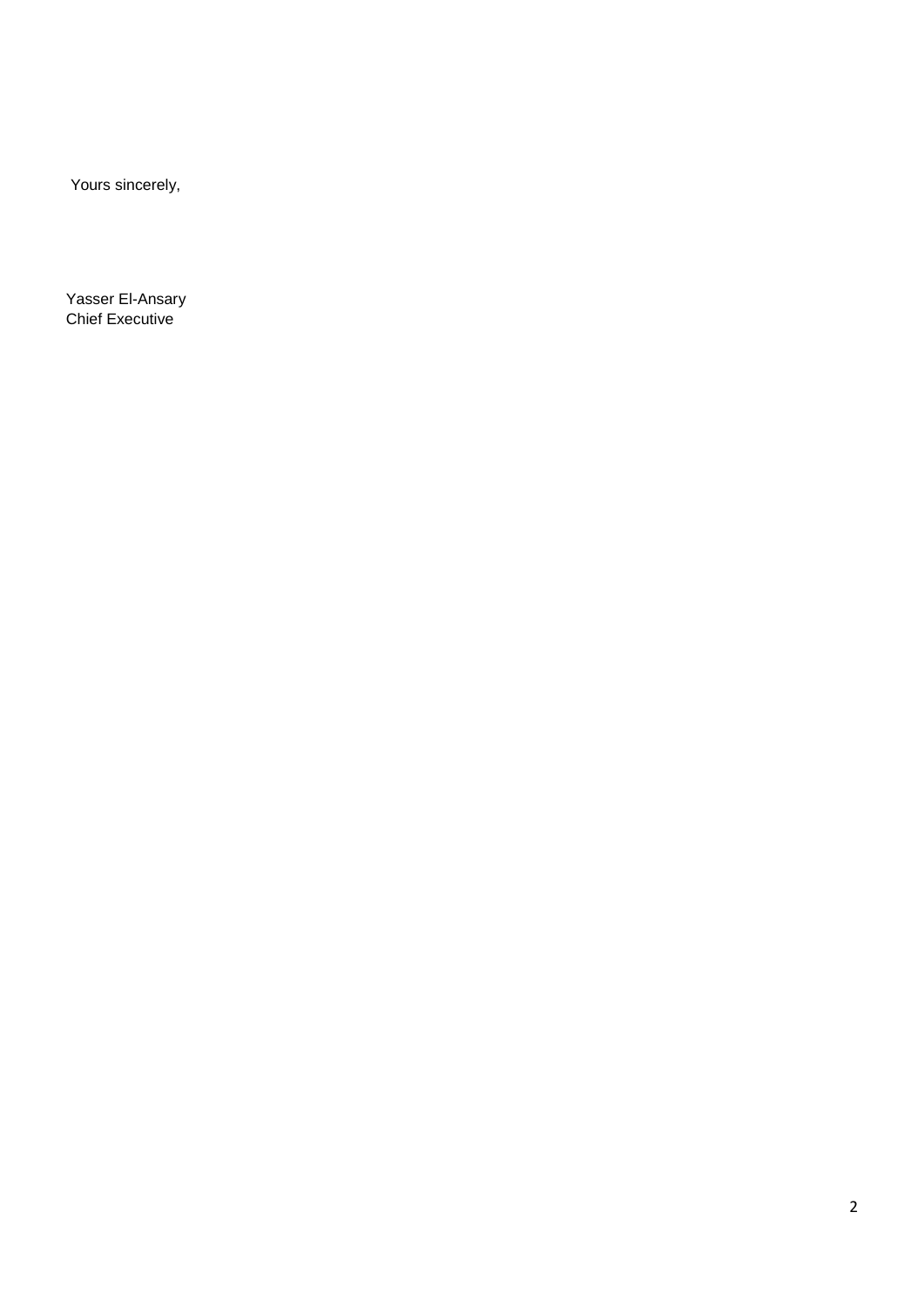Yours sincerely,

Yasser El-Ansary
Chief Executive